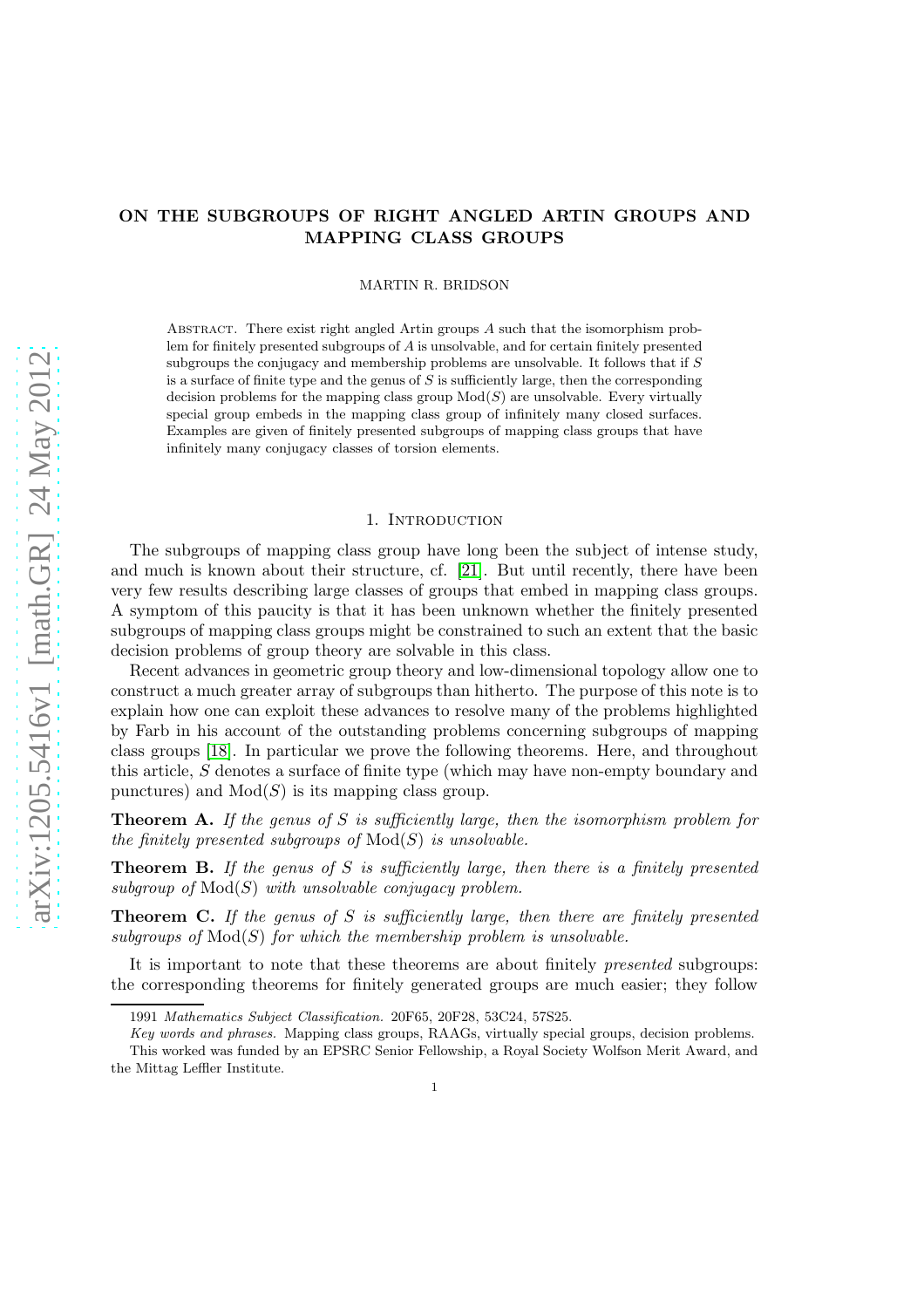# ON THE SUBGROUPS OF RIGHT ANGLED ARTIN GROUPS AND MAPPING CLASS GROUPS

MARTIN R. BRIDSON

Abstract. There exist right angled Artin groups $A$ such that the isomorphism problem for finitely presented subgroups of $A$ is unsolvable, and for certain finitely presented subgroups the conjugacy and membership problems are unsolvable. It follows that if $S$ is a surface of finite type and the genus of $S$ is sufficiently large, then the corresponding decision problems for the mapping class group $\mathrm{Mod}(S)$ are unsolvable. Every virtually special group embeds in the mapping class group of infinitely many closed surfaces. Examples are given of finitely presented subgroups of mapping class groups that have infinitely many conjugacy classes of torsion elements.

## 1. Introduction

The subgroups of mapping class group have long been the subject of intense study, and much is known about their structure, cf. [21]. But until recently, there have been very few results describing large classes of groups that embed in mapping class groups. A symptom of this paucity is that it has been unknown whether the finitely presented subgroups of mapping class groups might be constrained to such an extent that the basic decision problems of group theory are solvable in this class.

Recent advances in geometric group theory and low-dimensional topology allow one to construct a much greater array of subgroups than hitherto. The purpose of this note is to explain how one can exploit these advances to resolve many of the problems highlighted by Farb in his account of the outstanding problems concerning subgroups of mapping class groups [18]. In particular we prove the following theorems. Here, and throughout this article, $S$ denotes a surface of finite type (which may have non-empty boundary and punctures) and $\mathrm{Mod}(S)$ is its mapping class group.

**Theorem A.** *If the genus of $S$ is sufficiently large, then the isomorphism problem for the finitely presented subgroups of $\mathrm{Mod}(S)$ is unsolvable.*

**Theorem B.** *If the genus of $S$ is sufficiently large, then there is a finitely presented subgroup of $\mathrm{Mod}(S)$ with unsolvable conjugacy problem.*

**Theorem C.** *If the genus of $S$ is sufficiently large, then there are finitely presented subgroups of $\mathrm{Mod}(S)$ for which the membership problem is unsolvable.*

It is important to note that these theorems are about finitely *presented* subgroups: the corresponding theorems for finitely generated groups are much easier; they follow

---

1991 *Mathematics Subject Classification.* 20F65, 20F28, 53C24, 57S25.

*Key words and phrases.* Mapping class groups, RAAGs, virtually special groups, decision problems.

This worked was funded by an EPSRC Senior Fellowship, a Royal Society Wolfson Merit Award, and the Mittag Leffler Institute.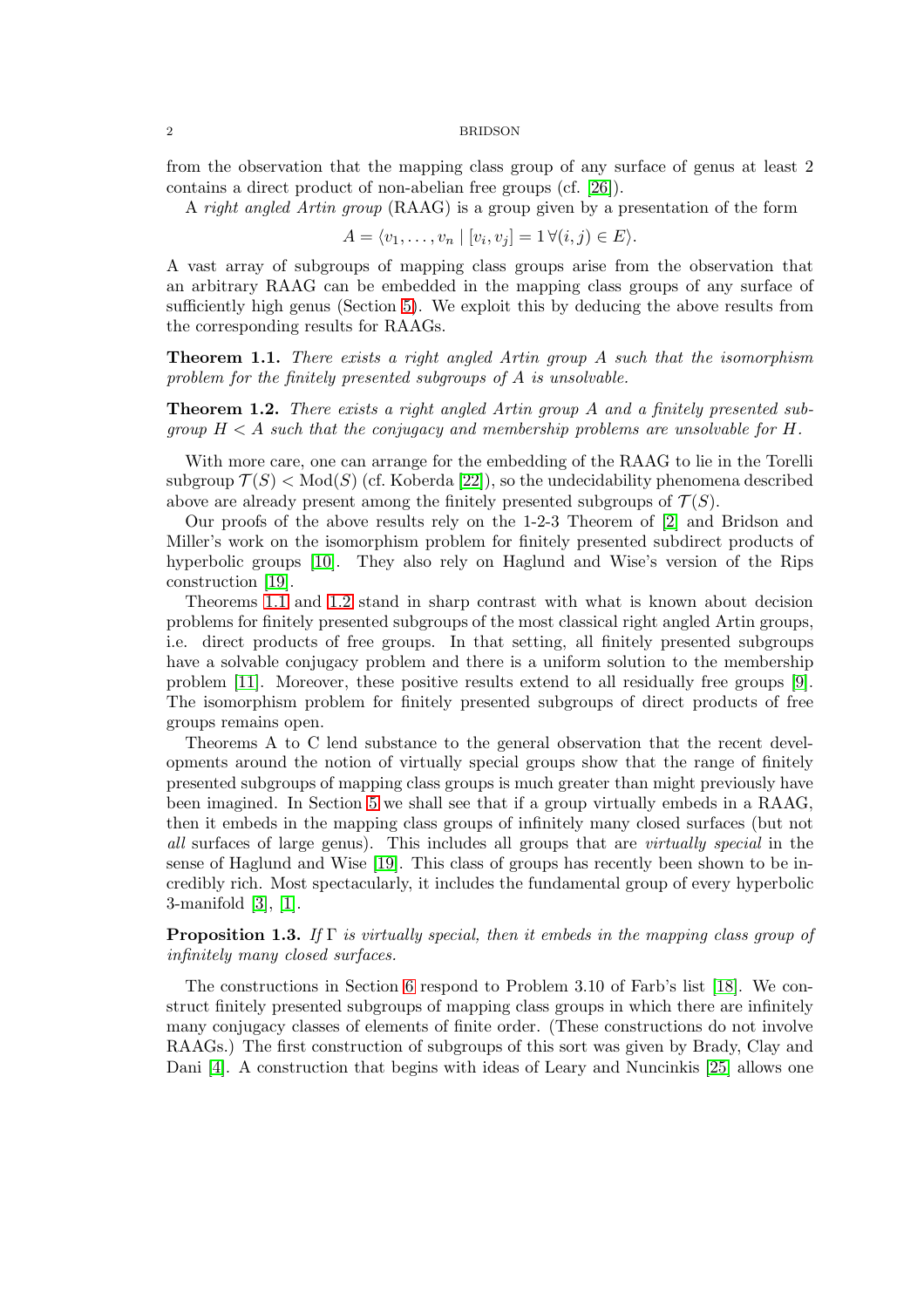from the observation that the mapping class group of any surface of genus at least 2 contains a direct product of non-abelian free groups (cf. [26]).

A *right angled Artin group* (RAAG) is a group given by a presentation of the form

$$A = \langle v_1, \dots, v_n \mid [v_i, v_j] = 1 \, \forall (i,j) \in E \rangle.$$

A vast array of subgroups of mapping class groups arise from the observation that an arbitrary RAAG can be embedded in the mapping class groups of any surface of sufficiently high genus (Section 5). We exploit this by deducing the above results from the corresponding results for RAAGs.

**Theorem 1.1.** *There exists a right angled Artin group $A$ such that the isomorphism problem for the finitely presented subgroups of $A$ is unsolvable.*

**Theorem 1.2.** *There exists a right angled Artin group $A$ and a finitely presented subgroup $H < A$ such that the conjugacy and membership problems are unsolvable for $H$.*

With more care, one can arrange for the embedding of the RAAG to lie in the Torelli subgroup $\mathcal{T}(S) < \mathrm{Mod}(S)$ (cf. Koberda [22]), so the undecidability phenomena described above are already present among the finitely presented subgroups of $\mathcal{T}(S)$.

Our proofs of the above results rely on the 1-2-3 Theorem of [2] and Bridson and Miller's work on the isomorphism problem for finitely presented subdirect products of hyperbolic groups [10]. They also rely on Haglund and Wise's version of the Rips construction [19].

Theorems 1.1 and 1.2 stand in sharp contrast with what is known about decision problems for finitely presented subgroups of the most classical right angled Artin groups, i.e. direct products of free groups. In that setting, all finitely presented subgroups have a solvable conjugacy problem and there is a uniform solution to the membership problem [11]. Moreover, these positive results extend to all residually free groups [9]. The isomorphism problem for finitely presented subgroups of direct products of free groups remains open.

Theorems A to C lend substance to the general observation that the recent developments around the notion of virtually special groups show that the range of finitely presented subgroups of mapping class groups is much greater than might previously have been imagined. In Section 5 we shall see that if a group virtually embeds in a RAAG, then it embeds in the mapping class groups of infinitely many closed surfaces (but not *all* surfaces of large genus). This includes all groups that are *virtually special* in the sense of Haglund and Wise [19]. This class of groups has recently been shown to be incredibly rich. Most spectacularly, it includes the fundamental group of every hyperbolic 3-manifold [3], [1].

**Proposition 1.3.** *If $\Gamma$ is virtually special, then it embeds in the mapping class group of infinitely many closed surfaces.*

The constructions in Section 6 respond to Problem 3.10 of Farb's list [18]. We construct finitely presented subgroups of mapping class groups in which there are infinitely many conjugacy classes of elements of finite order. (These constructions do not involve RAAGs.) The first construction of subgroups of this sort was given by Brady, Clay and Dani [4]. A construction that begins with ideas of Leary and Nuncinkis [25] allows one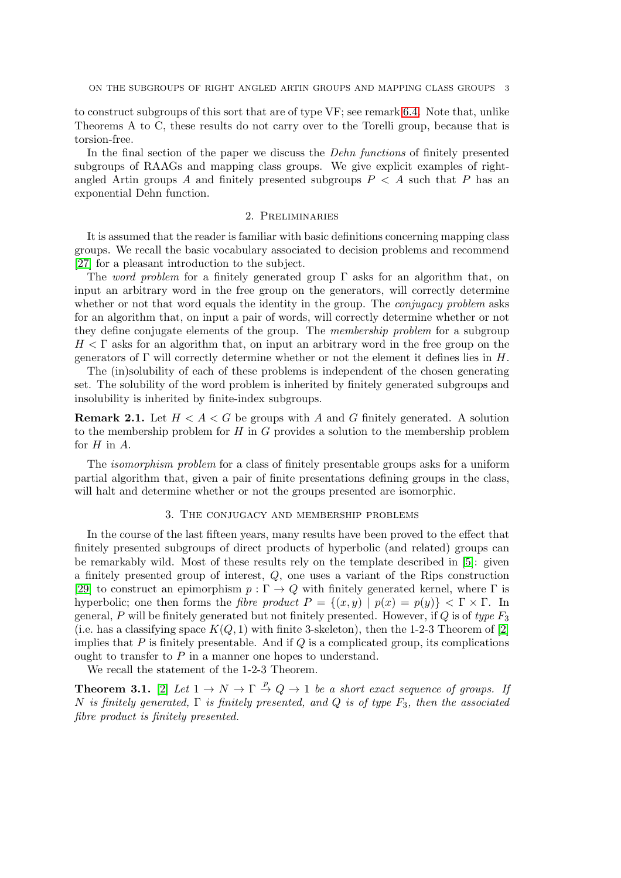to construct subgroups of this sort that are of type VF; see remark 6.4. Note that, unlike Theorems A to C, these results do not carry over to the Torelli group, because that is torsion-free.

In the final section of the paper we discuss the *Dehn functions* of finitely presented subgroups of RAAGs and mapping class groups. We give explicit examples of right-angled Artin groups $A$ and finitely presented subgroups $P < A$ such that $P$ has an exponential Dehn function.

## 2. Preliminaries

It is assumed that the reader is familiar with basic definitions concerning mapping class groups. We recall the basic vocabulary associated to decision problems and recommend [27] for a pleasant introduction to the subject.

The *word problem* for a finitely generated group $\Gamma$ asks for an algorithm that, on input an arbitrary word in the free group on the generators, will correctly determine whether or not that word equals the identity in the group. The *conjugacy problem* asks for an algorithm that, on input a pair of words, will correctly determine whether or not they define conjugate elements of the group. The *membership problem* for a subgroup $H < \Gamma$ asks for an algorithm that, on input an arbitrary word in the free group on the generators of $\Gamma$ will correctly determine whether or not the element it defines lies in $H$.

The (in)solubility of each of these problems is independent of the chosen generating set. The solubility of the word problem is inherited by finitely generated subgroups and insolubility is inherited by finite-index subgroups.

**Remark 2.1.** Let $H < A < G$ be groups with $A$ and $G$ finitely generated. A solution to the membership problem for $H$ in $G$ provides a solution to the membership problem for $H$ in $A$.

The *isomorphism problem* for a class of finitely presentable groups asks for a uniform partial algorithm that, given a pair of finite presentations defining groups in the class, will halt and determine whether or not the groups presented are isomorphic.

## 3. The conjugacy and membership problems

In the course of the last fifteen years, many results have been proved to the effect that finitely presented subgroups of direct products of hyperbolic (and related) groups can be remarkably wild. Most of these results rely on the template described in [5]: given a finitely presented group of interest, $Q$, one uses a variant of the Rips construction [29] to construct an epimorphism $p : \Gamma \to Q$ with finitely generated kernel, where $\Gamma$ is hyperbolic; one then forms the *fibre product* $P = \{(x, y) \mid p(x) = p(y)\} < \Gamma \times \Gamma$. In general, $P$ will be finitely generated but not finitely presented. However, if $Q$ is of *type* $F_3$ (i.e. has a classifying space $K(Q, 1)$ with finite 3-skeleton), then the 1-2-3 Theorem of [2] implies that $P$ is finitely presentable. And if $Q$ is a complicated group, its complications ought to transfer to $P$ in a manner one hopes to understand.

We recall the statement of the 1-2-3 Theorem.

**Theorem 3.1.** [2] *Let $1 \to N \to \Gamma \overset{p}{\to} Q \to 1$ be a short exact sequence of groups. If $N$ is finitely generated, $\Gamma$ is finitely presented, and $Q$ is of type $F_3$, then the associated fibre product is finitely presented.*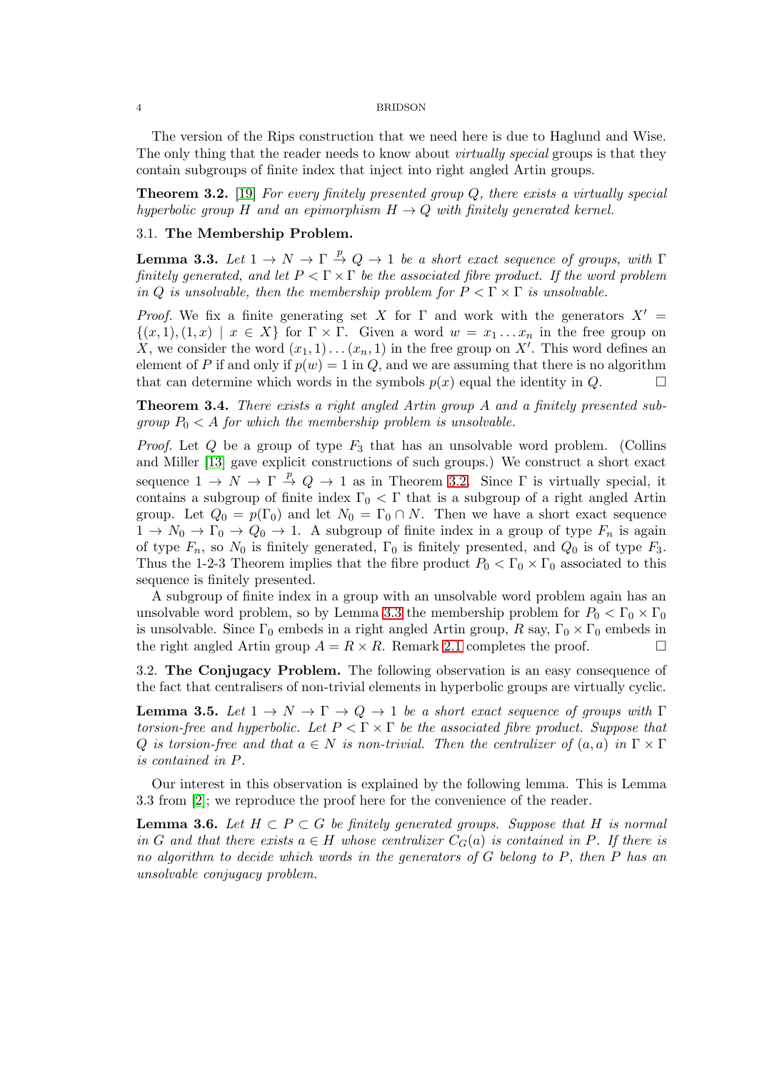The version of the Rips construction that we need here is due to Haglund and Wise. The only thing that the reader needs to know about *virtually special* groups is that they contain subgroups of finite index that inject into right angled Artin groups.

**Theorem 3.2.** [19] *For every finitely presented group $Q$, there exists a virtually special hyperbolic group $H$ and an epimorphism $H \to Q$ with finitely generated kernel.*

### 3.1. The Membership Problem.

**Lemma 3.3.** *Let $1 \to N \to \Gamma \xrightarrow{p} Q \to 1$ be a short exact sequence of groups, with $\Gamma$ finitely generated, and let $P < \Gamma \times \Gamma$ be the associated fibre product. If the word problem in $Q$ is unsolvable, then the membership problem for $P < \Gamma \times \Gamma$ is unsolvable.*

*Proof.* We fix a finite generating set $X$ for $\Gamma$ and work with the generators $X' = \{(x, 1), (1, x) \mid x \in X\}$ for $\Gamma \times \Gamma$. Given a word $w = x_1 \dots x_n$ in the free group on $X$, we consider the word $(x_1, 1) \dots (x_n, 1)$ in the free group on $X'$. This word defines an element of $P$ if and only if $p(w) = 1$ in $Q$, and we are assuming that there is no algorithm that can determine which words in the symbols $p(x)$ equal the identity in $Q$. □

**Theorem 3.4.** *There exists a right angled Artin group $A$ and a finitely presented subgroup $P_0 < A$ for which the membership problem is unsolvable.*

*Proof.* Let $Q$ be a group of type $F_3$ that has an unsolvable word problem. (Collins and Miller [13] gave explicit constructions of such groups.) We construct a short exact sequence $1 \to N \to \Gamma \xrightarrow{p} Q \to 1$ as in Theorem 3.2. Since $\Gamma$ is virtually special, it contains a subgroup of finite index $\Gamma_0 < \Gamma$ that is a subgroup of a right angled Artin group. Let $Q_0 = p(\Gamma_0)$ and let $N_0 = \Gamma_0 \cap N$. Then we have a short exact sequence $1 \to N_0 \to \Gamma_0 \to Q_0 \to 1$. A subgroup of finite index in a group of type $F_n$ is again of type $F_n$, so $N_0$ is finitely generated, $\Gamma_0$ is finitely presented, and $Q_0$ is of type $F_3$. Thus the 1-2-3 Theorem implies that the fibre product $P_0 < \Gamma_0 \times \Gamma_0$ associated to this sequence is finitely presented.

A subgroup of finite index in a group with an unsolvable word problem again has an unsolvable word problem, so by Lemma 3.3 the membership problem for $P_0 < \Gamma_0 \times \Gamma_0$ is unsolvable. Since $\Gamma_0$ embeds in a right angled Artin group, $R$ say, $\Gamma_0 \times \Gamma_0$ embeds in the right angled Artin group $A = R \times R$. Remark 2.1 completes the proof. □

### 3.2. The Conjugacy Problem.

The following observation is an easy consequence of the fact that centralisers of non-trivial elements in hyperbolic groups are virtually cyclic.

**Lemma 3.5.** *Let $1 \to N \to \Gamma \to Q \to 1$ be a short exact sequence of groups with $\Gamma$ torsion-free and hyperbolic. Let $P < \Gamma \times \Gamma$ be the associated fibre product. Suppose that $Q$ is torsion-free and that $a \in N$ is non-trivial. Then the centralizer of $(a, a)$ in $\Gamma \times \Gamma$ is contained in $P$.*

Our interest in this observation is explained by the following lemma. This is Lemma 3.3 from [2]; we reproduce the proof here for the convenience of the reader.

**Lemma 3.6.** *Let $H \subset P \subset G$ be finitely generated groups. Suppose that $H$ is normal in $G$ and that there exists $a \in H$ whose centralizer $C_G(a)$ is contained in $P$. If there is no algorithm to decide which words in the generators of $G$ belong to $P$, then $P$ has an unsolvable conjugacy problem.*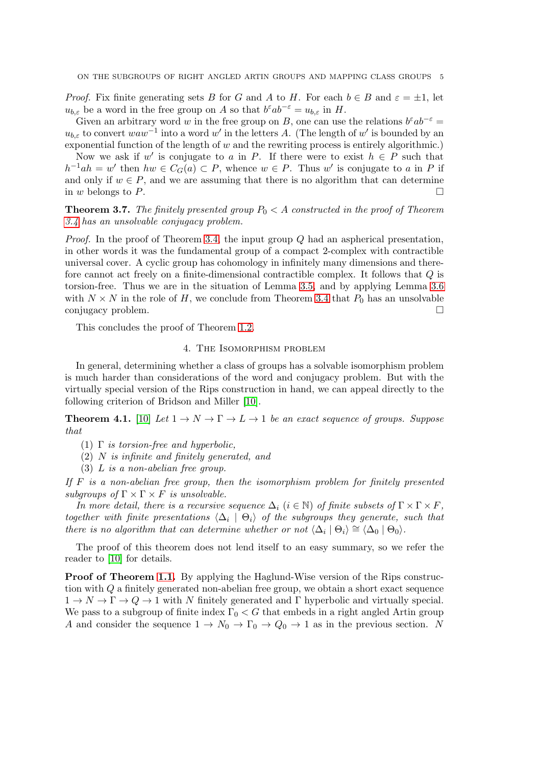*Proof.* Fix finite generating sets $B$ for $G$ and $A$ to $H$. For each $b \in B$ and $\varepsilon = \pm 1$, let $u_{b,\varepsilon}$ be a word in the free group on $A$ so that $b^{\varepsilon} a b^{-\varepsilon} = u_{b,\varepsilon}$ in $H$.

Given an arbitrary word $w$ in the free group on $B$, one can use the relations $b^{\varepsilon} a b^{-\varepsilon} = u_{b,\varepsilon}$ to convert $waw^{-1}$ into a word $w'$ in the letters $A$. (The length of $w'$ is bounded by an exponential function of the length of $w$ and the rewriting process is entirely algorithmic.)

Now we ask if $w'$ is conjugate to $a$ in $P$. If there were to exist $h \in P$ such that $h^{-1}ah = w'$ then $hw \in C_G(a) \subset P$, whence $w \in P$. Thus $w'$ is conjugate to $a$ in $P$ if and only if $w \in P$, and we are assuming that there is no algorithm that can determine in $w$ belongs to $P$. $\square$

**Theorem 3.7.** *The finitely presented group $P_0 < A$ constructed in the proof of Theorem 3.4 has an unsolvable conjugacy problem.*

*Proof.* In the proof of Theorem 3.4, the input group $Q$ had an aspherical presentation, in other words it was the fundamental group of a compact 2-complex with contractible universal cover. A cyclic group has cohomology in infinitely many dimensions and therefore cannot act freely on a finite-dimensional contractible complex. It follows that $Q$ is torsion-free. Thus we are in the situation of Lemma 3.5, and by applying Lemma 3.6 with $N \times N$ in the role of $H$, we conclude from Theorem 3.4 that $P_0$ has an unsolvable conjugacy problem. $\square$

This concludes the proof of Theorem 1.2.

## 4. The Isomorphism problem

In general, determining whether a class of groups has a solvable isomorphism problem is much harder than considerations of the word and conjugacy problem. But with the virtually special version of the Rips construction in hand, we can appeal directly to the following criterion of Bridson and Miller [10].

**Theorem 4.1.** [10] *Let $1 \to N \to \Gamma \to L \to 1$ be an exact sequence of groups. Suppose that*

1. *$\Gamma$ is torsion-free and hyperbolic,*
2. *$N$ is infinite and finitely generated, and*
3. *$L$ is a non-abelian free group.*

*If $F$ is a non-abelian free group, then the isomorphism problem for finitely presented subgroups of $\Gamma \times \Gamma \times F$ is unsolvable.*

*In more detail, there is a recursive sequence $\Delta_i$ ($i \in \mathbb{N}$) of finite subsets of $\Gamma \times \Gamma \times F$, together with finite presentations $\langle \Delta_i \mid \Theta_i \rangle$ of the subgroups they generate, such that there is no algorithm that can determine whether or not $\langle \Delta_i \mid \Theta_i \rangle \cong \langle \Delta_0 \mid \Theta_0 \rangle$.*

The proof of this theorem does not lend itself to an easy summary, so we refer the reader to [10] for details.

**Proof of Theorem 1.1.** By applying the Haglund-Wise version of the Rips construction with $Q$ a finitely generated non-abelian free group, we obtain a short exact sequence $1 \to N \to \Gamma \to Q \to 1$ with $N$ finitely generated and $\Gamma$ hyperbolic and virtually special. We pass to a subgroup of finite index $\Gamma_0 < G$ that embeds in a right angled Artin group $A$ and consider the sequence $1 \to N_0 \to \Gamma_0 \to Q_0 \to 1$ as in the previous section. $N$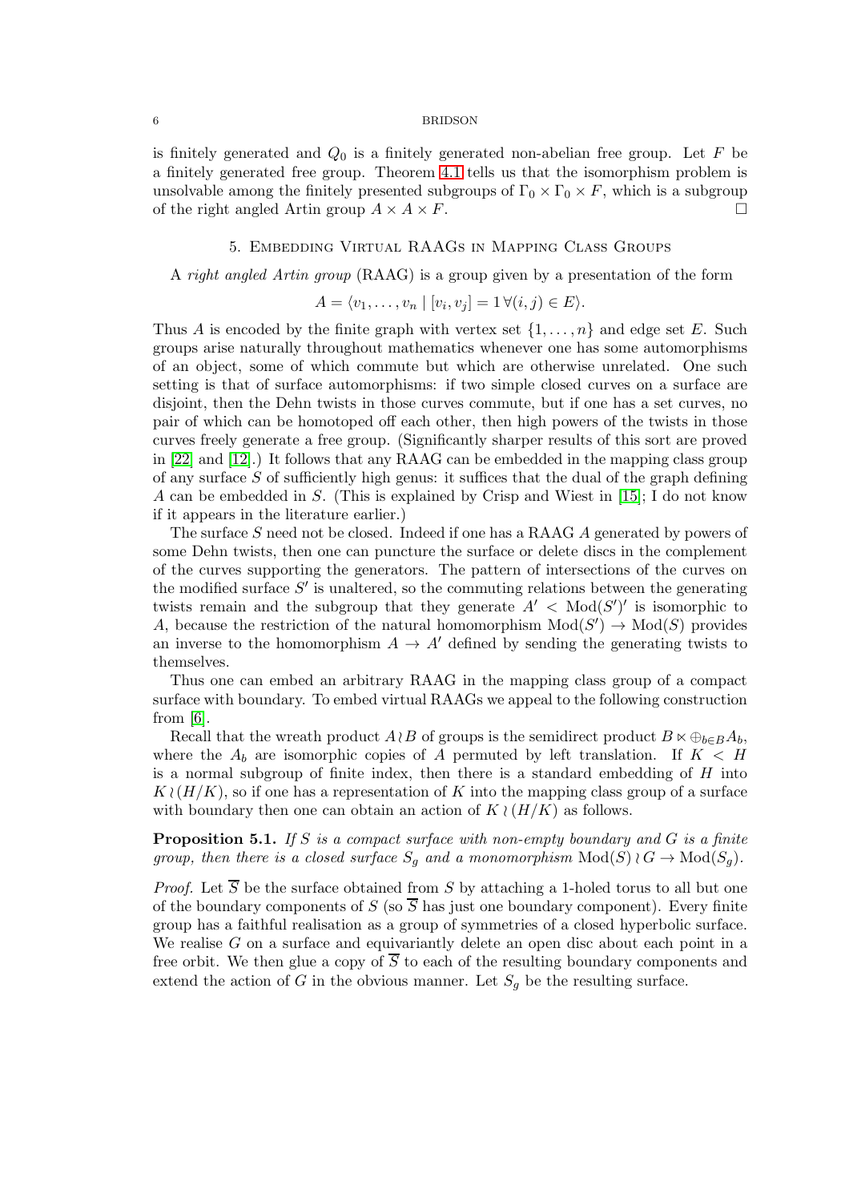is finitely generated and $Q_0$ is a finitely generated non-abelian free group. Let $F$ be a finitely generated free group. Theorem 4.1 tells us that the isomorphism problem is unsolvable among the finitely presented subgroups of $\Gamma_0 \times \Gamma_0 \times F$, which is a subgroup of the right angled Artin group $A \times A \times F$. $\square$

## 5. Embedding Virtual RAAGs in Mapping Class Groups

A *right angled Artin group* (RAAG) is a group given by a presentation of the form

$$A = \langle v_1, \dots, v_n \mid [v_i, v_j] = 1 \, \forall (i,j) \in E \rangle.$$

Thus $A$ is encoded by the finite graph with vertex set $\{1, \dots, n\}$ and edge set $E$. Such groups arise naturally throughout mathematics whenever one has some automorphisms of an object, some of which commute but which are otherwise unrelated. One such setting is that of surface automorphisms: if two simple closed curves on a surface are disjoint, then the Dehn twists in those curves commute, but if one has a set curves, no pair of which can be homotoped off each other, then high powers of the twists in those curves freely generate a free group. (Significantly sharper results of this sort are proved in [22] and [12].) It follows that any RAAG can be embedded in the mapping class group of any surface $S$ of sufficiently high genus: it suffices that the dual of the graph defining $A$ can be embedded in $S$. (This is explained by Crisp and Wiest in [15]; I do not know if it appears in the literature earlier.)

The surface $S$ need not be closed. Indeed if one has a RAAG $A$ generated by powers of some Dehn twists, then one can puncture the surface or delete discs in the complement of the curves supporting the generators. The pattern of intersections of the curves on the modified surface $S'$ is unaltered, so the commuting relations between the generating twists remain and the subgroup that they generate $A' < \mathrm{Mod}(S')'$ is isomorphic to $A$, because the restriction of the natural homomorphism $\mathrm{Mod}(S') \to \mathrm{Mod}(S)$ provides an inverse to the homomorphism $A \to A'$ defined by sending the generating twists to themselves.

Thus one can embed an arbitrary RAAG in the mapping class group of a compact surface with boundary. To embed virtual RAAGs we appeal to the following construction from [6].

Recall that the wreath product $A \wr B$ of groups is the semidirect product $B \ltimes \oplus_{b \in B} A_b$, where the $A_b$ are isomorphic copies of $A$ permuted by left translation. If $K < H$ is a normal subgroup of finite index, then there is a standard embedding of $H$ into $K \wr (H/K)$, so if one has a representation of $K$ into the mapping class group of a surface with boundary then one can obtain an action of $K \wr (H/K)$ as follows.

**Proposition 5.1.** *If $S$ is a compact surface with non-empty boundary and $G$ is a finite group, then there is a closed surface $S_g$ and a monomorphism $\mathrm{Mod}(S) \wr G \to \mathrm{Mod}(S_g)$.*

*Proof.* Let $\overline{S}$ be the surface obtained from $S$ by attaching a 1-holed torus to all but one of the boundary components of $S$ (so $\overline{S}$ has just one boundary component). Every finite group has a faithful realisation as a group of symmetries of a closed hyperbolic surface. We realise $G$ on a surface and equivariantly delete an open disc about each point in a free orbit. We then glue a copy of $\overline{S}$ to each of the resulting boundary components and extend the action of $G$ in the obvious manner. Let $S_g$ be the resulting surface.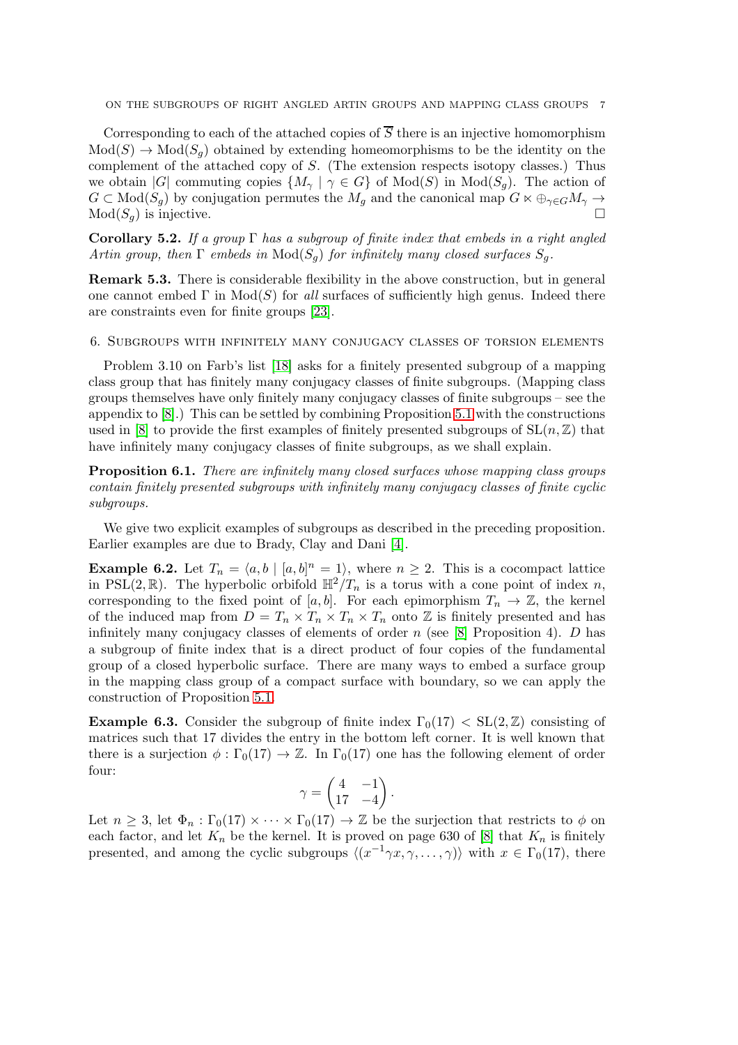Corresponding to each of the attached copies of $\overline{S}$ there is an injective homomorphism $\text{Mod}(S) \to \text{Mod}(S_g)$ obtained by extending homeomorphisms to be the identity on the complement of the attached copy of $S$. (The extension respects isotopy classes.) Thus we obtain $|G|$ commuting copies $\{M_\gamma \mid \gamma \in G\}$ of $\text{Mod}(S)$ in $\text{Mod}(S_g)$. The action of $G \subset \text{Mod}(S_g)$ by conjugation permutes the $M_g$ and the canonical map $G \ltimes \oplus_{\gamma \in G} M_\gamma \to \text{Mod}(S_g)$ is injective. □

**Corollary 5.2.** *If a group $\Gamma$ has a subgroup of finite index that embeds in a right angled Artin group, then $\Gamma$ embeds in $\text{Mod}(S_g)$ for infinitely many closed surfaces $S_g$.*

**Remark 5.3.** There is considerable flexibility in the above construction, but in general one cannot embed $\Gamma$ in $\text{Mod}(S)$ for *all* surfaces of sufficiently high genus. Indeed there are constraints even for finite groups [23].

## 6. Subgroups with infinitely many conjugacy classes of torsion elements

Problem 3.10 on Farb's list [18] asks for a finitely presented subgroup of a mapping class group that has finitely many conjugacy classes of finite subgroups. (Mapping class groups themselves have only finitely many conjugacy classes of finite subgroups – see the appendix to [8].) This can be settled by combining Proposition 5.1 with the constructions used in [8] to provide the first examples of finitely presented subgroups of $\text{SL}(n, \mathbb{Z})$ that have infinitely many conjugacy classes of finite subgroups, as we shall explain.

**Proposition 6.1.** *There are infinitely many closed surfaces whose mapping class groups contain finitely presented subgroups with infinitely many conjugacy classes of finite cyclic subgroups.*

We give two explicit examples of subgroups as described in the preceding proposition. Earlier examples are due to Brady, Clay and Dani [4].

**Example 6.2.** Let $T_n = \langle a, b \mid [a, b]^n = 1 \rangle$, where $n \geq 2$. This is a cocompact lattice in $\text{PSL}(2, \mathbb{R})$. The hyperbolic orbifold $\mathbb{H}^2/T_n$ is a torus with a cone point of index $n$, corresponding to the fixed point of $[a, b]$. For each epimorphism $T_n \to \mathbb{Z}$, the kernel of the induced map from $D = T_n \times T_n \times T_n \times T_n$ onto $\mathbb{Z}$ is finitely presented and has infinitely many conjugacy classes of elements of order $n$ (see [8] Proposition 4). $D$ has a subgroup of finite index that is a direct product of four copies of the fundamental group of a closed hyperbolic surface. There are many ways to embed a surface group in the mapping class group of a compact surface with boundary, so we can apply the construction of Proposition 5.1.

**Example 6.3.** Consider the subgroup of finite index $\Gamma_0(17) < \text{SL}(2, \mathbb{Z})$ consisting of matrices such that 17 divides the entry in the bottom left corner. It is well known that there is a surjection $\phi : \Gamma_0(17) \to \mathbb{Z}$. In $\Gamma_0(17)$ one has the following element of order four:

$$\gamma = \begin{pmatrix} 4 & -1 \\ 17 & -4 \end{pmatrix}.$$

Let $n \geq 3$, let $\Phi_n : \Gamma_0(17) \times \cdots \times \Gamma_0(17) \to \mathbb{Z}$ be the surjection that restricts to $\phi$ on each factor, and let $K_n$ be the kernel. It is proved on page 630 of [8] that $K_n$ is finitely presented, and among the cyclic subgroups $\langle (x^{-1}\gamma x, \gamma, \ldots, \gamma) \rangle$ with $x \in \Gamma_0(17)$, there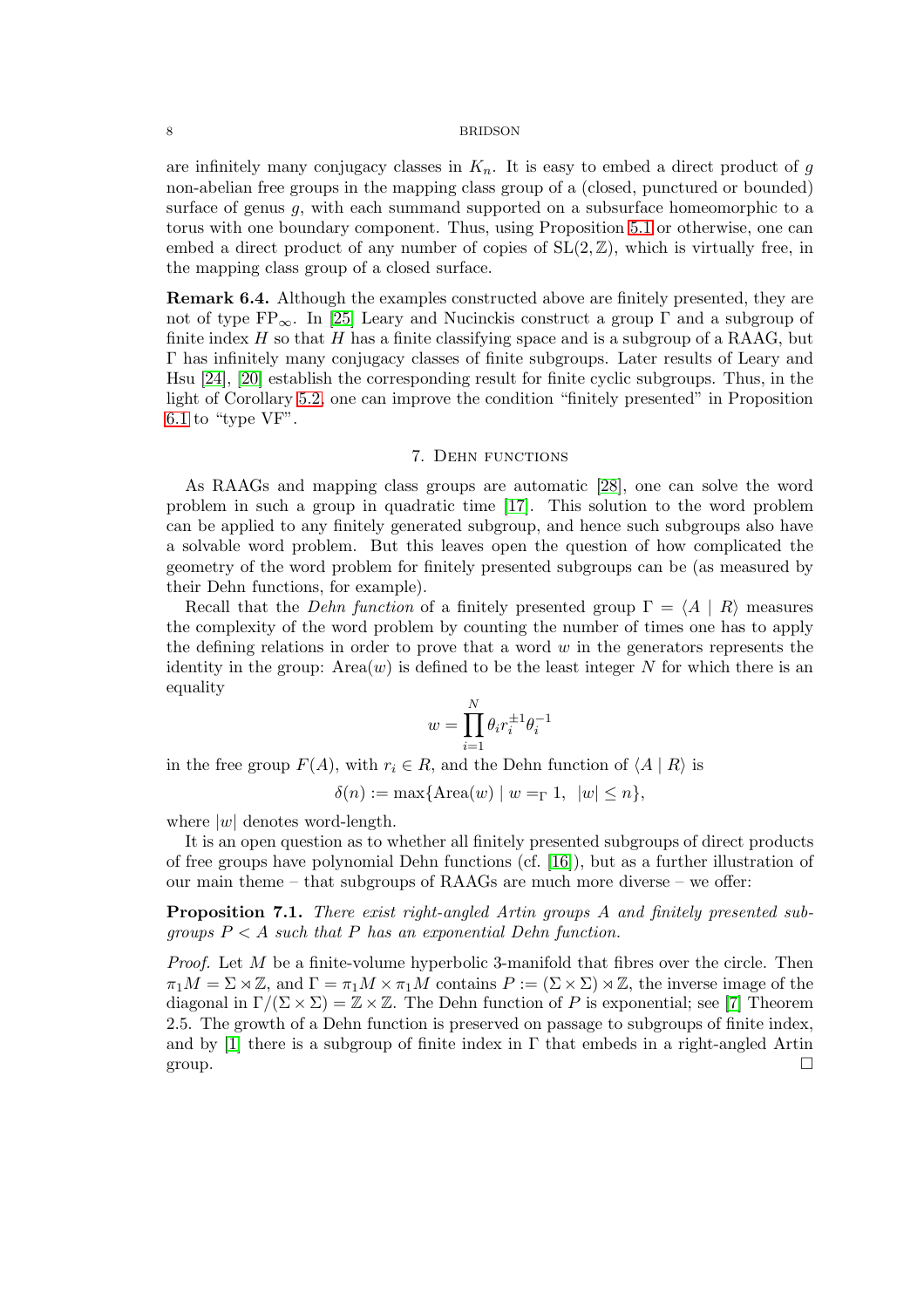are infinitely many conjugacy classes in $K_n$. It is easy to embed a direct product of $g$ non-abelian free groups in the mapping class group of a (closed, punctured or bounded) surface of genus $g$, with each summand supported on a subsurface homeomorphic to a torus with one boundary component. Thus, using Proposition 5.1 or otherwise, one can embed a direct product of any number of copies of $\mathrm{SL}(2,\mathbb{Z})$, which is virtually free, in the mapping class group of a closed surface.

**Remark 6.4.** Although the examples constructed above are finitely presented, they are not of type $\mathrm{FP}_\infty$. In [25] Leary and Nucinckis construct a group $\Gamma$ and a subgroup of finite index $H$ so that $H$ has a finite classifying space and is a subgroup of a RAAG, but $\Gamma$ has infinitely many conjugacy classes of finite subgroups. Later results of Leary and Hsu [24], [20] establish the corresponding result for finite cyclic subgroups. Thus, in the light of Corollary 5.2, one can improve the condition "finitely presented" in Proposition 6.1 to "type VF".

## 7. Dehn functions

As RAAGs and mapping class groups are automatic [28], one can solve the word problem in such a group in quadratic time [17]. This solution to the word problem can be applied to any finitely generated subgroup, and hence such subgroups also have a solvable word problem. But this leaves open the question of how complicated the geometry of the word problem for finitely presented subgroups can be (as measured by their Dehn functions, for example).

Recall that the *Dehn function* of a finitely presented group $\Gamma = \langle A \mid R \rangle$ measures the complexity of the word problem by counting the number of times one has to apply the defining relations in order to prove that a word $w$ in the generators represents the identity in the group: $\mathrm{Area}(w)$ is defined to be the least integer $N$ for which there is an equality

$$w = \prod_{i=1}^{N} \theta_i r_i^{\pm 1} \theta_i^{-1}$$

in the free group $F(A)$, with $r_i \in R$, and the Dehn function of $\langle A \mid R \rangle$ is

$$\delta(n) := \max\{\mathrm{Area}(w) \mid w =_\Gamma 1, \ \ |w| \leq n\},$$

where $|w|$ denotes word-length.

It is an open question as to whether all finitely presented subgroups of direct products of free groups have polynomial Dehn functions (cf. [16]), but as a further illustration of our main theme – that subgroups of RAAGs are much more diverse – we offer:

**Proposition 7.1.** *There exist right-angled Artin groups $A$ and finitely presented subgroups $P < A$ such that $P$ has an exponential Dehn function.*

*Proof.* Let $M$ be a finite-volume hyperbolic 3-manifold that fibres over the circle. Then $\pi_1 M = \Sigma \rtimes \mathbb{Z}$, and $\Gamma = \pi_1 M \times \pi_1 M$ contains $P := (\Sigma \times \Sigma) \rtimes \mathbb{Z}$, the inverse image of the diagonal in $\Gamma/(\Sigma \times \Sigma) = \mathbb{Z} \times \mathbb{Z}$. The Dehn function of $P$ is exponential; see [7] Theorem 2.5. The growth of a Dehn function is preserved on passage to subgroups of finite index, and by [1] there is a subgroup of finite index in $\Gamma$ that embeds in a right-angled Artin group. $\square$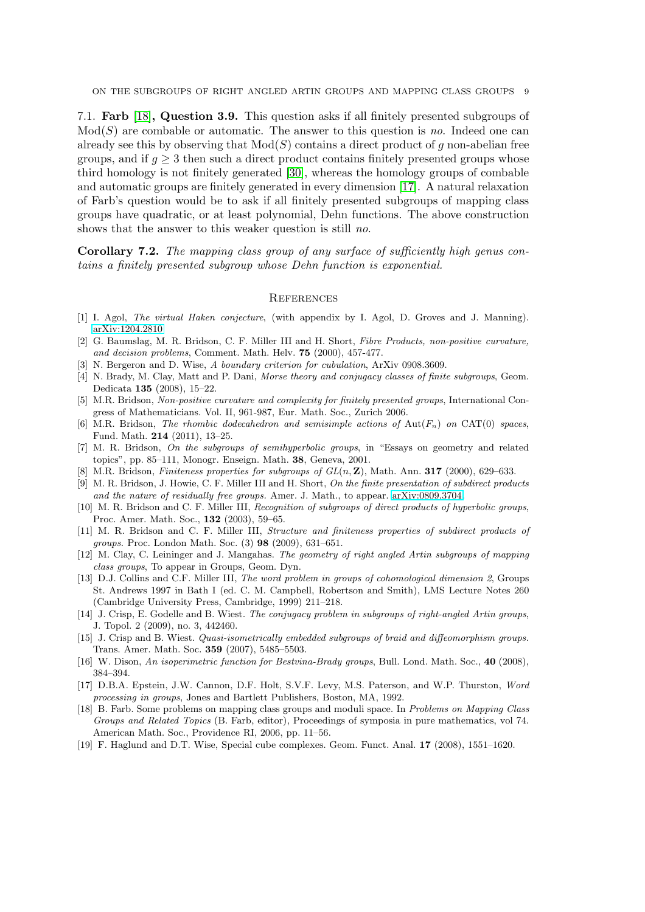7.1. **Farb [18], Question 3.9.** This question asks if all finitely presented subgroups of $\mathrm{Mod}(S)$ are combable or automatic. The answer to this question is *no*. Indeed one can already see this by observing that $\mathrm{Mod}(S)$ contains a direct product of $g$ non-abelian free groups, and if $g \geq 3$ then such a direct product contains finitely presented groups whose third homology is not finitely generated [30], whereas the homology groups of combable and automatic groups are finitely generated in every dimension [17]. A natural relaxation of Farb's question would be to ask if all finitely presented subgroups of mapping class groups have quadratic, or at least polynomial, Dehn functions. The above construction shows that the answer to this weaker question is still *no*.

**Corollary 7.2.** *The mapping class group of any surface of sufficiently high genus contains a finitely presented subgroup whose Dehn function is exponential.*

## References

[1] I. Agol, *The virtual Haken conjecture*, (with appendix by I. Agol, D. Groves and J. Manning). arXiv:1204.2810

[2] G. Baumslag, M. R. Bridson, C. F. Miller III and H. Short, *Fibre Products, non-positive curvature, and decision problems*, Comment. Math. Helv. **75** (2000), 457-477.

[3] N. Bergeron and D. Wise, *A boundary criterion for cubulation*, ArXiv 0908.3609.

[4] N. Brady, M. Clay, Matt and P. Dani, *Morse theory and conjugacy classes of finite subgroups*, Geom. Dedicata **135** (2008), 15–22.

[5] M.R. Bridson, *Non-positive curvature and complexity for finitely presented groups*, International Congress of Mathematicians. Vol. II, 961-987, Eur. Math. Soc., Zurich 2006.

[6] M.R. Bridson, *The rhombic dodecahedron and semisimple actions of* $\mathrm{Aut}(F_n)$ *on* $\mathrm{CAT}(0)$ *spaces*, Fund. Math. **214** (2011), 13–25.

[7] M. R. Bridson, *On the subgroups of semihyperbolic groups*, in "Essays on geometry and related topics", pp. 85–111, Monogr. Enseign. Math. **38**, Geneva, 2001.

[8] M.R. Bridson, *Finiteness properties for subgroups of* $GL(n, \mathbf{Z})$, Math. Ann. **317** (2000), 629–633.

[9] M. R. Bridson, J. Howie, C. F. Miller III and H. Short, *On the finite presentation of subdirect products and the nature of residually free groups.* Amer. J. Math., to appear. arXiv:0809.3704.

[10] M. R. Bridson and C. F. Miller III, *Recognition of subgroups of direct products of hyperbolic groups*, Proc. Amer. Math. Soc., **132** (2003), 59–65.

[11] M. R. Bridson and C. F. Miller III, *Structure and finiteness properties of subdirect products of groups.* Proc. London Math. Soc. (3) **98** (2009), 631–651.

[12] M. Clay, C. Leininger and J. Mangahas. *The geometry of right angled Artin subgroups of mapping class groups*, To appear in Groups, Geom. Dyn.

[13] D.J. Collins and C.F. Miller III, *The word problem in groups of cohomological dimension 2*, Groups St. Andrews 1997 in Bath I (ed. C. M. Campbell, Robertson and Smith), LMS Lecture Notes 260 (Cambridge University Press, Cambridge, 1999) 211–218.

[14] J. Crisp, E. Godelle and B. Wiest. *The conjugacy problem in subgroups of right-angled Artin groups*, J. Topol. 2 (2009), no. 3, 442460.

[15] J. Crisp and B. Wiest. *Quasi-isometrically embedded subgroups of braid and diffeomorphism groups.* Trans. Amer. Math. Soc. **359** (2007), 5485–5503.

[16] W. Dison, *An isoperimetric function for Bestvina-Brady groups*, Bull. Lond. Math. Soc., **40** (2008), 384–394.

[17] D.B.A. Epstein, J.W. Cannon, D.F. Holt, S.V.F. Levy, M.S. Paterson, and W.P. Thurston, *Word processing in groups*, Jones and Bartlett Publishers, Boston, MA, 1992.

[18] B. Farb. Some problems on mapping class groups and moduli space. In *Problems on Mapping Class Groups and Related Topics* (B. Farb, editor), Proceedings of symposia in pure mathematics, vol 74. American Math. Soc., Providence RI, 2006, pp. 11–56.

[19] F. Haglund and D.T. Wise, Special cube complexes. Geom. Funct. Anal. **17** (2008), 1551–1620.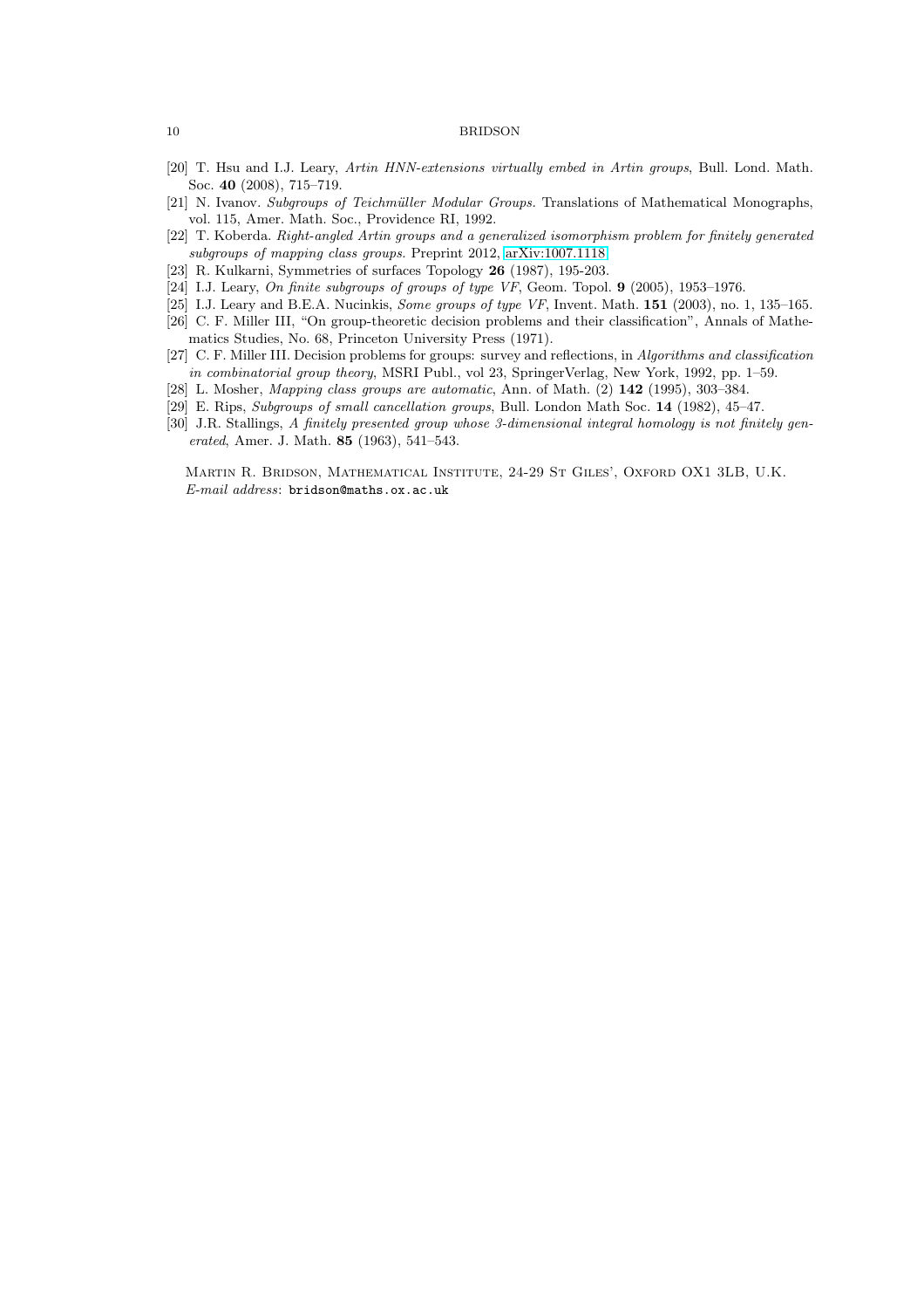[20] T. Hsu and I.J. Leary, *Artin HNN-extensions virtually embed in Artin groups*, Bull. Lond. Math. Soc. **40** (2008), 715–719.

[21] N. Ivanov. *Subgroups of Teichmüller Modular Groups*. Translations of Mathematical Monographs, vol. 115, Amer. Math. Soc., Providence RI, 1992.

[22] T. Koberda. *Right-angled Artin groups and a generalized isomorphism problem for finitely generated subgroups of mapping class groups*. Preprint 2012, arXiv:1007.1118.

[23] R. Kulkarni, Symmetries of surfaces Topology **26** (1987), 195-203.

[24] I.J. Leary, *On finite subgroups of groups of type VF*, Geom. Topol. **9** (2005), 1953–1976.

[25] I.J. Leary and B.E.A. Nucinkis, *Some groups of type VF*, Invent. Math. **151** (2003), no. 1, 135–165.

[26] C. F. Miller III, "On group-theoretic decision problems and their classification", Annals of Mathematics Studies, No. 68, Princeton University Press (1971).

[27] C. F. Miller III. Decision problems for groups: survey and reflections, in *Algorithms and classification in combinatorial group theory*, MSRI Publ., vol 23, SpringerVerlag, New York, 1992, pp. 1–59.

[28] L. Mosher, *Mapping class groups are automatic*, Ann. of Math. (2) **142** (1995), 303–384.

[29] E. Rips, *Subgroups of small cancellation groups*, Bull. London Math Soc. **14** (1982), 45–47.

[30] J.R. Stallings, *A finitely presented group whose 3-dimensional integral homology is not finitely generated*, Amer. J. Math. **85** (1963), 541–543.

Martin R. Bridson, Mathematical Institute, 24-29 St Giles', Oxford OX1 3LB, U.K.
*E-mail address*: bridson@maths.ox.ac.uk